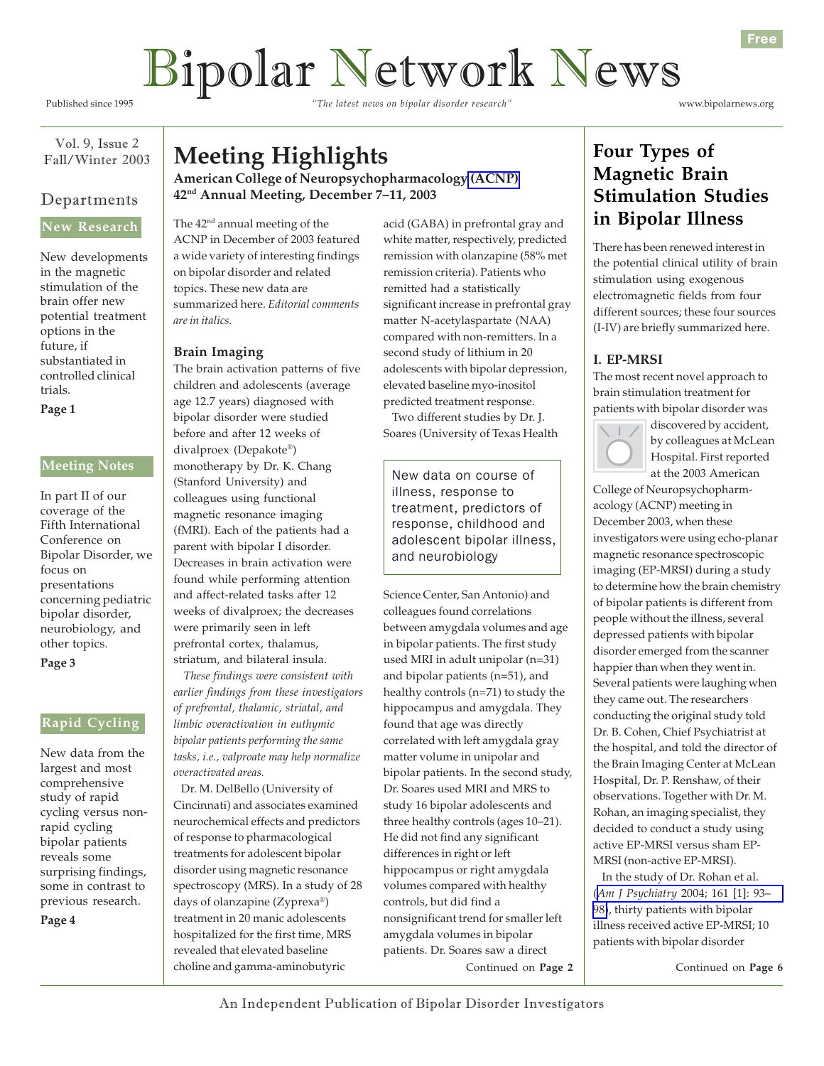# Bipolar Network News

Published since 1995 — *"The latest news on bipolar disorder research"* — www.bipolarnews.org

Free

Vol. 9, Issue 2
Fall/Winter 2003

## Departments

**New Research**

New developments in the magnetic stimulation of the brain offer new potential treatment options in the future, if substantiated in controlled clinical trials.

**Page 1**

**Meeting Notes**

In part II of our coverage of the Fifth International Conference on Bipolar Disorder, we focus on presentations concerning pediatric bipolar disorder, neurobiology, and other topics.

**Page 3**

**Rapid Cycling**

New data from the largest and most comprehensive study of rapid cycling versus non-rapid cycling bipolar patients reveals some surprising findings, some in contrast to previous research.

**Page 4**

# Meeting Highlights

**American College of Neuropsychopharmacology (ACNP)**
**42nd Annual Meeting, December 7–11, 2003**

The 42nd annual meeting of the ACNP in December of 2003 featured a wide variety of interesting findings on bipolar disorder and related topics. These new data are summarized here. *Editorial comments are in italics.*

### Brain Imaging

The brain activation patterns of five children and adolescents (average age 12.7 years) diagnosed with bipolar disorder were studied before and after 12 weeks of divalproex (Depakote®) monotherapy by Dr. K. Chang (Stanford University) and colleagues using functional magnetic resonance imaging (fMRI). Each of the patients had a parent with bipolar I disorder. Decreases in brain activation were found while performing attention and affect-related tasks after 12 weeks of divalproex; the decreases were primarily seen in left prefrontal cortex, thalamus, striatum, and bilateral insula.

*These findings were consistent with earlier findings from these investigators of prefrontal, thalamic, striatal, and limbic overactivation in euthymic bipolar patients performing the same tasks, i.e., valproate may help normalize overactivated areas.*

Dr. M. DelBello (University of Cincinnati) and associates examined neurochemical effects and predictors of response to pharmacological treatments for adolescent bipolar disorder using magnetic resonance spectroscopy (MRS). In a study of 28 days of olanzapine (Zyprexa®) treatment in 20 manic adolescents hospitalized for the first time, MRS revealed that elevated baseline choline and gamma-aminobutyric acid (GABA) in prefrontal gray and white matter, respectively, predicted remission with olanzapine (58% met remission criteria). Patients who remitted had a statistically significant increase in prefrontal gray matter N-acetylaspartate (NAA) compared with non-remitters. In a second study of lithium in 20 adolescents with bipolar depression, elevated baseline myo-inositol predicted treatment response.

Two different studies by Dr. J. Soares (University of Texas Health Science Center, San Antonio) and colleagues found correlations between amygdala volumes and age in bipolar patients. The first study used MRI in adult unipolar (n=31) and bipolar patients (n=51), and healthy controls (n=71) to study the hippocampus and amygdala. They found that age was directly correlated with left amygdala gray matter volume in unipolar and bipolar patients. In the second study, Dr. Soares used MRI and MRS to study 16 bipolar adolescents and three healthy controls (ages 10–21). He did not find any significant differences in right or left hippocampus or right amygdala volumes compared with healthy controls, but did find a nonsignificant trend for smaller left amygdala volumes in bipolar patients. Dr. Soares saw a direct

> New data on course of illness, response to treatment, predictors of response, childhood and adolescent bipolar illness, and neurobiology

Continued on **Page 2**

# Four Types of Magnetic Brain Stimulation Studies in Bipolar Illness

There has been renewed interest in the potential clinical utility of brain stimulation using exogenous electromagnetic fields from four different sources; these four sources (I-IV) are briefly summarized here.

### I. EP-MRSI

The most recent novel approach to brain stimulation treatment for patients with bipolar disorder was discovered by accident, by colleagues at McLean Hospital. First reported at the 2003 American College of Neuropsychopharmacology (ACNP) meeting in December 2003, when these investigators were using echo-planar magnetic resonance spectroscopic imaging (EP-MRSI) during a study to determine how the brain chemistry of bipolar patients is different from people without the illness, several depressed patients with bipolar disorder emerged from the scanner happier than when they went in. Several patients were laughing when they came out. The researchers conducting the original study told Dr. B. Cohen, Chief Psychiatrist at the hospital, and told the director of the Brain Imaging Center at McLean Hospital, Dr. P. Renshaw, of their observations. Together with Dr. M. Rohan, an imaging specialist, they decided to conduct a study using active EP-MRSI versus sham EP-MRSI (non-active EP-MRSI).

In the study of Dr. Rohan et al. (*Am J Psychiatry* 2004; 161 [1]: 93–98), thirty patients with bipolar illness received active EP-MRSI; 10 patients with bipolar disorder

Continued on **Page 6**

An Independent Publication of Bipolar Disorder Investigators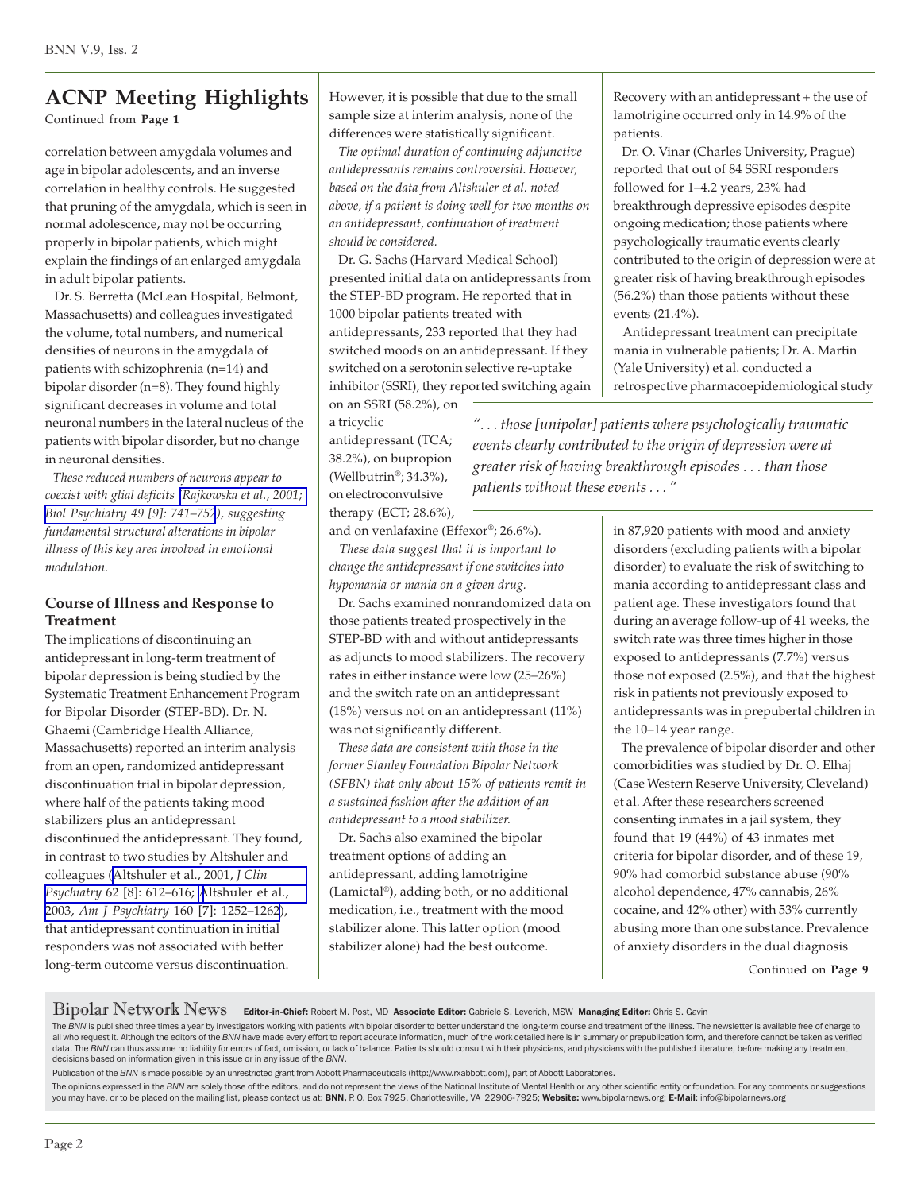## ACNP Meeting Highlights

Continued from **Page 1**

correlation between amygdala volumes and age in bipolar adolescents, and an inverse correlation in healthy controls. He suggested that pruning of the amygdala, which is seen in normal adolescence, may not be occurring properly in bipolar patients, which might explain the findings of an enlarged amygdala in adult bipolar patients.

Dr. S. Berretta (McLean Hospital, Belmont, Massachusetts) and colleagues investigated the volume, total numbers, and numerical densities of neurons in the amygdala of patients with schizophrenia (n=14) and bipolar disorder (n=8). They found highly significant decreases in volume and total neuronal numbers in the lateral nucleus of the patients with bipolar disorder, but no change in neuronal densities.

*These reduced numbers of neurons appear to coexist with glial deficits (Rajkowska et al., 2001; Biol Psychiatry 49 [9]: 741–752), suggesting fundamental structural alterations in bipolar illness of this key area involved in emotional modulation.*

### Course of Illness and Response to Treatment

The implications of discontinuing an antidepressant in long-term treatment of bipolar depression is being studied by the Systematic Treatment Enhancement Program for Bipolar Disorder (STEP-BD). Dr. N. Ghaemi (Cambridge Health Alliance, Massachusetts) reported an interim analysis from an open, randomized antidepressant discontinuation trial in bipolar depression, where half of the patients taking mood stabilizers plus an antidepressant discontinued the antidepressant. They found, in contrast to two studies by Altshuler and colleagues (Altshuler et al., 2001, *J Clin Psychiatry* 62 [8]: 612–616; Altshuler et al., 2003, *Am J Psychiatry* 160 [7]: 1252–1262), that antidepressant continuation in initial responders was not associated with better long-term outcome versus discontinuation. However, it is possible that due to the small sample size at interim analysis, none of the differences were statistically significant.

*The optimal duration of continuing adjunctive antidepressants remains controversial. However, based on the data from Altshuler et al. noted above, if a patient is doing well for two months on an antidepressant, continuation of treatment should be considered.*

Dr. G. Sachs (Harvard Medical School) presented initial data on antidepressants from the STEP-BD program. He reported that in 1000 bipolar patients treated with antidepressants, 233 reported that they had switched moods on an antidepressant. If they switched on a serotonin selective re-uptake inhibitor (SSRI), they reported switching again on an SSRI (58.2%), on a tricyclic antidepressant (TCA; 38.2%), on bupropion (Wellbutrin®; 34.3%), on electroconvulsive therapy (ECT; 28.6%), and on venlafaxine (Effexor®; 26.6%).

*These data suggest that it is important to change the antidepressant if one switches into hypomania or mania on a given drug.*

Dr. Sachs examined nonrandomized data on those patients treated prospectively in the STEP-BD with and without antidepressants as adjuncts to mood stabilizers. The recovery rates in either instance were low (25–26%) and the switch rate on an antidepressant (18%) versus not on an antidepressant (11%) was not significantly different.

*These data are consistent with those in the former Stanley Foundation Bipolar Network (SFBN) that only about 15% of patients remit in a sustained fashion after the addition of an antidepressant to a mood stabilizer.*

Dr. Sachs also examined the bipolar treatment options of adding an antidepressant, adding lamotrigine (Lamictal®), adding both, or no additional medication, i.e., treatment with the mood stabilizer alone. This latter option (mood stabilizer alone) had the best outcome. Recovery with an antidepressant ± the use of lamotrigine occurred only in 14.9% of the patients.

Dr. O. Vinar (Charles University, Prague) reported that out of 84 SSRI responders followed for 1–4.2 years, 23% had breakthrough depressive episodes despite ongoing medication; those patients where psychologically traumatic events clearly contributed to the origin of depression were at greater risk of having breakthrough episodes (56.2%) than those patients without these events (21.4%).

> *". . . those [unipolar] patients where psychologically traumatic events clearly contributed to the origin of depression were at greater risk of having breakthrough episodes . . . than those patients without these events . . . "*

Antidepressant treatment can precipitate mania in vulnerable patients; Dr. A. Martin (Yale University) et al. conducted a retrospective pharmacoepidemiological study in 87,920 patients with mood and anxiety disorders (excluding patients with a bipolar disorder) to evaluate the risk of switching to mania according to antidepressant class and patient age. These investigators found that during an average follow-up of 41 weeks, the switch rate was three times higher in those exposed to antidepressants (7.7%) versus those not exposed (2.5%), and that the highest risk in patients not previously exposed to antidepressants was in prepubertal children in the 10–14 year range.

The prevalence of bipolar disorder and other comorbidities was studied by Dr. O. Elhaj (Case Western Reserve University, Cleveland) et al. After these researchers screened consenting inmates in a jail system, they found that 19 (44%) of 43 inmates met criteria for bipolar disorder, and of these 19, 90% had comorbid substance abuse (90% alcohol dependence, 47% cannabis, 26% cocaine, and 42% other) with 53% currently abusing more than one substance. Prevalence of anxiety disorders in the dual diagnosis

Continued on **Page 9**

---

**Bipolar Network News** **Editor-in-Chief:** Robert M. Post, MD **Associate Editor:** Gabriele S. Leverich, MSW **Managing Editor:** Chris S. Gavin

The *BNN* is published three times a year by investigators working with patients with bipolar disorder to better understand the long-term course and treatment of the illness. The newsletter is available free of charge to all who request it. Although the editors of the *BNN* have made every effort to report accurate information, much of the work detailed here is in summary or prepublication form, and therefore cannot be taken as verified data. The *BNN* can thus assume no liability for errors of fact, omission, or lack of balance. Patients should consult with their physicians, and physicians with the published literature, before making any treatment decisions based on information given in this issue or in any issue of the *BNN*.

Publication of the *BNN* is made possible by an unrestricted grant from Abbott Pharmaceuticals (http://www.rxabbott.com), part of Abbott Laboratories.

The opinions expressed in the *BNN* are solely those of the editors, and do not represent the views of the National Institute of Mental Health or any other scientific entity or foundation. For any comments or suggestions you may have, or to be placed on the mailing list, please contact us at: **BNN,** P. O. Box 7925, Charlottesville, VA 22906-7925; **Website:** www.bipolarnews.org; **E-Mail**: info@bipolarnews.org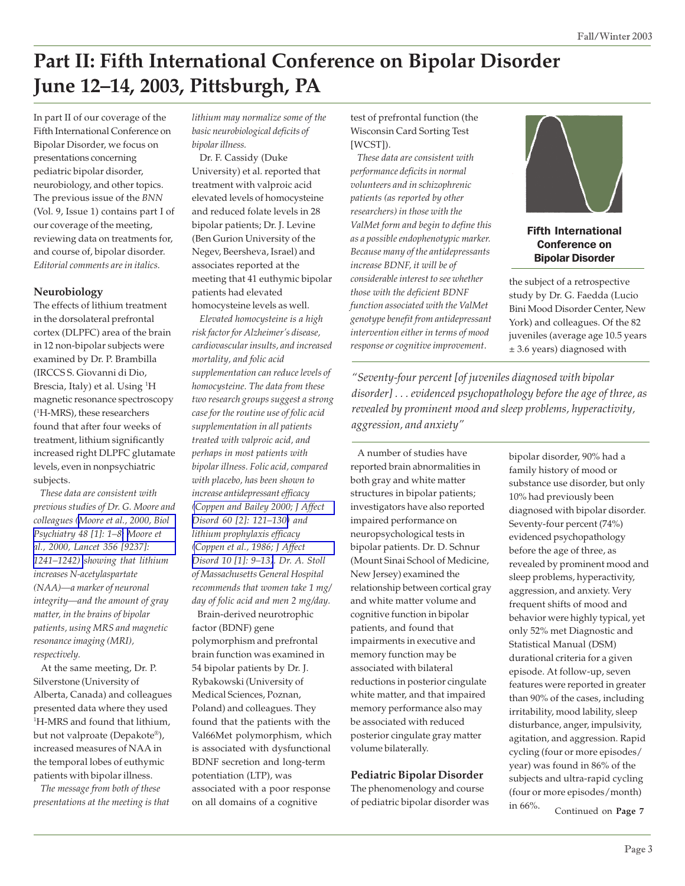# Part II: Fifth International Conference on Bipolar Disorder June 12–14, 2003, Pittsburgh, PA

In part II of our coverage of the Fifth International Conference on Bipolar Disorder, we focus on presentations concerning pediatric bipolar disorder, neurobiology, and other topics. The previous issue of the *BNN* (Vol. 9, Issue 1) contains part I of our coverage of the meeting, reviewing data on treatments for, and course of, bipolar disorder. *Editorial comments are in italics.*

### Neurobiology

The effects of lithium treatment in the dorsolateral prefrontal cortex (DLPFC) area of the brain in 12 non-bipolar subjects were examined by Dr. P. Brambilla (IRCCS S. Giovanni di Dio, Brescia, Italy) et al. Using $^{1}$H magnetic resonance spectroscopy ($^{1}$H-MRS), these researchers found that after four weeks of treatment, lithium significantly increased right DLPFC glutamate levels, even in nonpsychiatric subjects.

*These data are consistent with previous studies of Dr. G. Moore and colleagues (Moore et al., 2000, Biol Psychiatry 48 [1]: 1–8; Moore et al., 2000, Lancet 356 [9237]: 1241–1242) showing that lithium increases N-acetylaspartate (NAA)—a marker of neuronal integrity—and the amount of gray matter, in the brains of bipolar patients, using MRS and magnetic resonance imaging (MRI), respectively.*

At the same meeting, Dr. P. Silverstone (University of Alberta, Canada) and colleagues presented data where they used $^{1}$H-MRS and found that lithium, but not valproate (Depakote®), increased measures of NAA in the temporal lobes of euthymic patients with bipolar illness.

*The message from both of these presentations at the meeting is that lithium may normalize some of the basic neurobiological deficits of bipolar illness.*

Dr. F. Cassidy (Duke University) et al. reported that treatment with valproic acid elevated levels of homocysteine and reduced folate levels in 28 bipolar patients; Dr. J. Levine (Ben Gurion University of the Negev, Beersheva, Israel) and associates reported at the meeting that 41 euthymic bipolar patients had elevated homocysteine levels as well.

*Elevated homocysteine is a high risk factor for Alzheimer's disease, cardiovascular insults, and increased mortality, and folic acid supplementation can reduce levels of homocysteine. The data from these two research groups suggest a strong case for the routine use of folic acid supplementation in all patients treated with valproic acid, and perhaps in most patients with bipolar illness. Folic acid, compared with placebo, has been shown to increase antidepressant efficacy (Coppen and Bailey 2000; J Affect Disord 60 [2]: 121–130) and lithium prophylaxis efficacy (Coppen et al., 1986; J Affect Disord 10 [1]: 9–13). Dr. A. Stoll of Massachusetts General Hospital recommends that women take 1 mg/day of folic acid and men 2 mg/day.*

Brain-derived neurotrophic factor (BDNF) gene polymorphism and prefrontal brain function was examined in 54 bipolar patients by Dr. J. Rybakowski (University of Medical Sciences, Poznan, Poland) and colleagues. They found that the patients with the Val66Met polymorphism, which is associated with dysfunctional BDNF secretion and long-term potentiation (LTP), was associated with a poor response on all domains of a cognitive test of prefrontal function (the Wisconsin Card Sorting Test [WCST]).

*These data are consistent with performance deficits in normal volunteers and in schizophrenic patients (as reported by other researchers) in those with the ValMet form and begin to define this as a possible endophenotypic marker. Because many of the antidepressants increase BDNF, it will be of considerable interest to see whether those with the deficient BDNF function associated with the ValMet genotype benefit from antidepressant intervention either in terms of mood response or cognitive improvement.*

A number of studies have reported brain abnormalities in both gray and white matter structures in bipolar patients; investigators have also reported impaired performance on neuropsychological tests in bipolar patients. Dr. D. Schnur (Mount Sinai School of Medicine, New Jersey) examined the relationship between cortical gray and white matter volume and cognitive function in bipolar patients, and found that impairments in executive and memory function may be associated with bilateral reductions in posterior cingulate white matter, and that impaired memory performance also may be associated with reduced posterior cingulate gray matter volume bilaterally.

### Pediatric Bipolar Disorder

The phenomenology and course of pediatric bipolar disorder was the subject of a retrospective study by Dr. G. Faedda (Lucio Bini Mood Disorder Center, New York) and colleagues. Of the 82 juveniles (average age 10.5 years ± 3.6 years) diagnosed with bipolar disorder, 90% had a family history of mood or substance use disorder, but only 10% had previously been diagnosed with bipolar disorder. Seventy-four percent (74%) evidenced psychopathology before the age of three, as revealed by prominent mood and sleep problems, hyperactivity, aggression, and anxiety. Very frequent shifts of mood and behavior were highly typical, yet only 52% met Diagnostic and Statistical Manual (DSM) durational criteria for a given episode. At follow-up, seven features were reported in greater than 90% of the cases, including irritability, mood lability, sleep disturbance, anger, impulsivity, agitation, and aggression. Rapid cycling (four or more episodes/year) was found in 86% of the subjects and ultra-rapid cycling (four or more episodes/month) in 66%.

*"Seventy-four percent [of juveniles diagnosed with bipolar disorder] . . . evidenced psychopathology before the age of three, as revealed by prominent mood and sleep problems, hyperactivity, aggression, and anxiety"*

**Fifth International Conference on Bipolar Disorder**

Continued on **Page 7**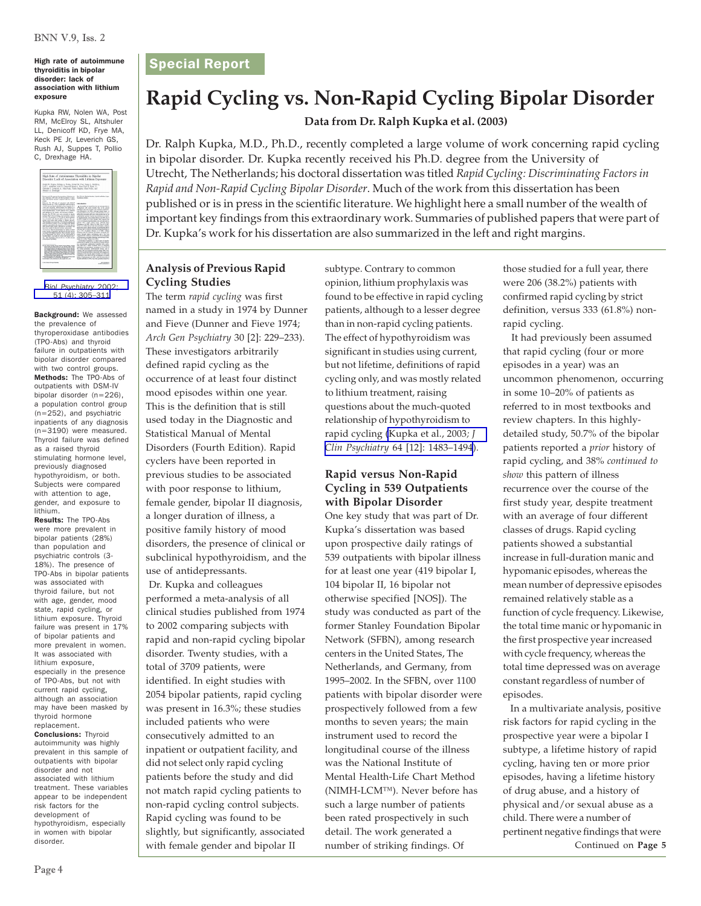**High rate of autoimmune thyroiditis in bipolar disorder: lack of association with lithium exposure**

Kupka RW, Nolen WA, Post RM, McElroy SL, Altshuler LL, Denicoff KD, Frye MA, Keck PE Jr, Leverich GS, Rush AJ, Suppes T, Pollio C, Drexhage HA.

*Biol Psychiatry* 2002; 51 (4): 305–311

**Background:** We assessed the prevalence of thyroperoxidase antibodies (TPO-Abs) and thyroid failure in outpatients with bipolar disorder compared with two control groups. **Methods:** The TPO-Abs of outpatients with DSM-IV bipolar disorder (n=226), a population control group (n=252), and psychiatric inpatients of any diagnosis (n=3190) were measured. Thyroid failure was defined as a raised thyroid stimulating hormone level, previously diagnosed hypothyroidism, or both. Subjects were compared with attention to age, gender, and exposure to lithium. **Results:** The TPO-Abs were more prevalent in bipolar patients (28%) than population and psychiatric controls (3-18%). The presence of TPO-Abs in bipolar patients was associated with thyroid failure, but not with age, gender, mood state, rapid cycling, or lithium exposure. Thyroid failure was present in 17% of bipolar patients and more prevalent in women. It was associated with lithium exposure, especially in the presence of TPO-Abs, but not with current rapid cycling, although an association may have been masked by thyroid hormone replacement. **Conclusions:** Thyroid autoimmunity was highly prevalent in this sample of outpatients with bipolar disorder and not associated with lithium treatment. These variables appear to be independent risk factors for the development of hypothyroidism, especially in women with bipolar disorder.

Special Report

# Rapid Cycling vs. Non-Rapid Cycling Bipolar Disorder

**Data from Dr. Ralph Kupka et al. (2003)**

Dr. Ralph Kupka, M.D., Ph.D., recently completed a large volume of work concerning rapid cycling in bipolar disorder. Dr. Kupka recently received his Ph.D. degree from the University of Utrecht, The Netherlands; his doctoral dissertation was titled *Rapid Cycling: Discriminating Factors in Rapid and Non-Rapid Cycling Bipolar Disorder*. Much of the work from this dissertation has been published or is in press in the scientific literature. We highlight here a small number of the wealth of important key findings from this extraordinary work. Summaries of published papers that were part of Dr. Kupka's work for his dissertation are also summarized in the left and right margins.

## Analysis of Previous Rapid Cycling Studies

The term *rapid cycling* was first named in a study in 1974 by Dunner and Fieve (Dunner and Fieve 1974; *Arch Gen Psychiatry* 30 [2]: 229–233). These investigators arbitrarily defined rapid cycling as the occurrence of at least four distinct mood episodes within one year. This is the definition that is still used today in the Diagnostic and Statistical Manual of Mental Disorders (Fourth Edition). Rapid cyclers have been reported in previous studies to be associated with poor response to lithium, female gender, bipolar II diagnosis, a longer duration of illness, a positive family history of mood disorders, the presence of clinical or subclinical hypothyroidism, and the use of antidepressants.

Dr. Kupka and colleagues performed a meta-analysis of all clinical studies published from 1974 to 2002 comparing subjects with rapid and non-rapid cycling bipolar disorder. Twenty studies, with a total of 3709 patients, were identified. In eight studies with 2054 bipolar patients, rapid cycling was present in 16.3%; these studies included patients who were consecutively admitted to an inpatient or outpatient facility, and did not select only rapid cycling patients before the study and did not match rapid cycling patients to non-rapid cycling control subjects. Rapid cycling was found to be slightly, but significantly, associated with female gender and bipolar II subtype. Contrary to common opinion, lithium prophylaxis was found to be effective in rapid cycling patients, although to a lesser degree than in non-rapid cycling patients. The effect of hypothyroidism was significant in studies using current, but not lifetime, definitions of rapid cycling only, and was mostly related to lithium treatment, raising questions about the much-quoted relationship of hypothyroidism to rapid cycling (Kupka et al., 2003; *J Clin Psychiatry* 64 [12]: 1483–1494).

## Rapid versus Non-Rapid Cycling in 539 Outpatients with Bipolar Disorder

One key study that was part of Dr. Kupka's dissertation was based upon prospective daily ratings of 539 outpatients with bipolar illness for at least one year (419 bipolar I, 104 bipolar II, 16 bipolar not otherwise specified [NOS]). The study was conducted as part of the former Stanley Foundation Bipolar Network (SFBN), among research centers in the United States, The Netherlands, and Germany, from 1995–2002. In the SFBN, over 1100 patients with bipolar disorder were prospectively followed from a few months to seven years; the main instrument used to record the longitudinal course of the illness was the National Institute of Mental Health-Life Chart Method (NIMH-LCM™). Never before has such a large number of patients been rated prospectively in such detail. The work generated a number of striking findings. Of those studied for a full year, there were 206 (38.2%) patients with confirmed rapid cycling by strict definition, versus 333 (61.8%) non-rapid cycling.

It had previously been assumed that rapid cycling (four or more episodes in a year) was an uncommon phenomenon, occurring in some 10–20% of patients as referred to in most textbooks and review chapters. In this highly-detailed study, 50.7% of the bipolar patients reported a *prior* history of rapid cycling, and 38% *continued to show* this pattern of illness recurrence over the course of the first study year, despite treatment with an average of four different classes of drugs. Rapid cycling patients showed a substantial increase in full-duration manic and hypomanic episodes, whereas the mean number of depressive episodes remained relatively stable as a function of cycle frequency. Likewise, the total time manic or hypomanic in the first prospective year increased with cycle frequency, whereas the total time depressed was on average constant regardless of number of episodes.

In a multivariate analysis, positive risk factors for rapid cycling in the prospective year were a bipolar I subtype, a lifetime history of rapid cycling, having ten or more prior episodes, having a lifetime history of drug abuse, and a history of physical and/or sexual abuse as a child. There were a number of pertinent negative findings that were

Continued on **Page 5**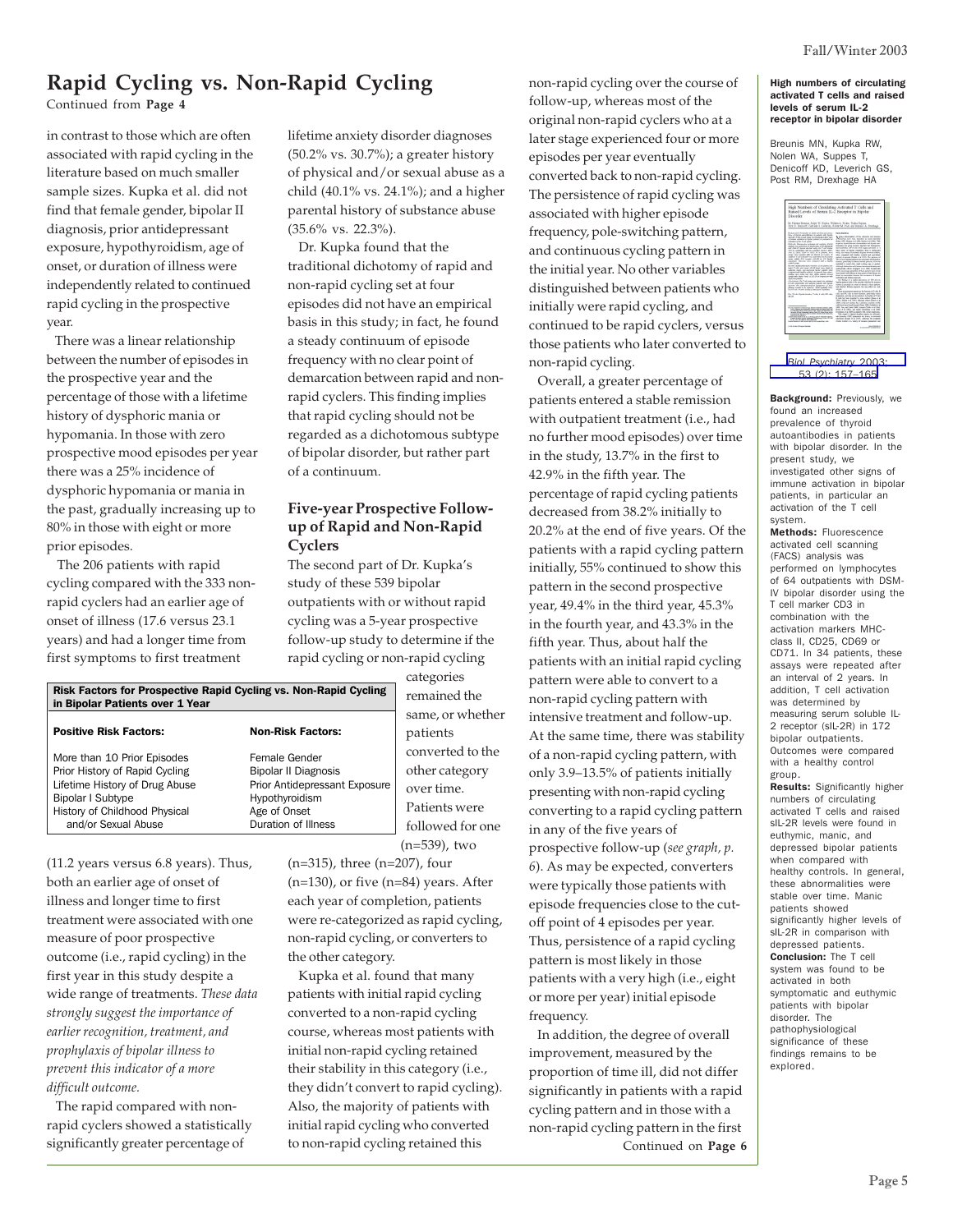## Rapid Cycling vs. Non-Rapid Cycling

Continued from **Page 4**

in contrast to those which are often associated with rapid cycling in the literature based on much smaller sample sizes. Kupka et al. did not find that female gender, bipolar II diagnosis, prior antidepressant exposure, hypothyroidism, age of onset, or duration of illness were independently related to continued rapid cycling in the prospective year.

There was a linear relationship between the number of episodes in the prospective year and the percentage of those with a lifetime history of dysphoric mania or hypomania. In those with zero prospective mood episodes per year there was a 25% incidence of dysphoric hypomania or mania in the past, gradually increasing up to 80% in those with eight or more prior episodes.

The 206 patients with rapid cycling compared with the 333 non-rapid cyclers had an earlier age of onset of illness (17.6 versus 23.1 years) and had a longer time from first symptoms to first treatment (11.2 years versus 6.8 years). Thus, both an earlier age of onset of illness and longer time to first treatment were associated with one measure of poor prospective outcome (i.e., rapid cycling) in the first year in this study despite a wide range of treatments. *These data strongly suggest the importance of earlier recognition, treatment, and prophylaxis of bipolar illness to prevent this indicator of a more difficult outcome.*

The rapid compared with non-rapid cyclers showed a statistically significantly greater percentage of lifetime anxiety disorder diagnoses (50.2% vs. 30.7%); a greater history of physical and/or sexual abuse as a child (40.1% vs. 24.1%); and a higher parental history of substance abuse (35.6% vs. 22.3%).

Dr. Kupka found that the traditional dichotomy of rapid and non-rapid cycling set at four episodes did not have an empirical basis in this study; in fact, he found a steady continuum of episode frequency with no clear point of demarcation between rapid and non-rapid cyclers. This finding implies that rapid cycling should not be regarded as a dichotomous subtype of bipolar disorder, but rather part of a continuum.

**Risk Factors for Prospective Rapid Cycling vs. Non-Rapid Cycling in Bipolar Patients over 1 Year**

| Positive Risk Factors: | Non-Risk Factors: |
|---|---|
| More than 10 Prior Episodes | Female Gender |
| Prior History of Rapid Cycling | Bipolar II Diagnosis |
| Lifetime History of Drug Abuse | Prior Antidepressant Exposure |
| Bipolar I Subtype | Hypothyroidism |
| History of Childhood Physical and/or Sexual Abuse | Age of Onset |
| | Duration of Illness |

### Five-year Prospective Follow-up of Rapid and Non-Rapid Cyclers

The second part of Dr. Kupka's study of these 539 bipolar outpatients with or without rapid cycling was a 5-year prospective follow-up study to determine if the rapid cycling or non-rapid cycling categories remained the same, or whether patients converted to the other category over time. Patients were followed for one (n=539), two (n=315), three (n=207), four (n=130), or five (n=84) years. After each year of completion, patients were re-categorized as rapid cycling, non-rapid cycling, or converters to the other category.

Kupka et al. found that many patients with initial rapid cycling converted to a non-rapid cycling course, whereas most patients with initial non-rapid cycling retained their stability in this category (i.e., they didn't convert to rapid cycling). Also, the majority of patients with initial rapid cycling who converted to non-rapid cycling retained this non-rapid cycling over the course of follow-up, whereas most of the original non-rapid cyclers who at a later stage experienced four or more episodes per year eventually converted back to non-rapid cycling. The persistence of rapid cycling was associated with higher episode frequency, pole-switching pattern, and continuous cycling pattern in the initial year. No other variables distinguished between patients who initially were rapid cycling, and continued to be rapid cyclers, versus those patients who later converted to non-rapid cycling.

Overall, a greater percentage of patients entered a stable remission with outpatient treatment (i.e., had no further mood episodes) over time in the study, 13.7% in the first to 42.9% in the fifth year. The percentage of rapid cycling patients decreased from 38.2% initially to 20.2% at the end of five years. Of the patients with a rapid cycling pattern initially, 55% continued to show this pattern in the second prospective year, 49.4% in the third year, 45.3% in the fourth year, and 43.3% in the fifth year. Thus, about half the patients with an initial rapid cycling pattern were able to convert to a non-rapid cycling pattern with intensive treatment and follow-up. At the same time, there was stability of a non-rapid cycling pattern, with only 3.9–13.5% of patients initially presenting with non-rapid cycling converting to a rapid cycling pattern in any of the five years of prospective follow-up (*see graph, p. 6*). As may be expected, converters were typically those patients with episode frequencies close to the cut-off point of 4 episodes per year. Thus, persistence of a rapid cycling pattern is most likely in those patients with a very high (i.e., eight or more per year) initial episode frequency.

In addition, the degree of overall improvement, measured by the proportion of time ill, did not differ significantly in patients with a rapid cycling pattern and in those with a non-rapid cycling pattern in the first

Continued on **Page 6**

---

**High numbers of circulating activated T cells and raised levels of serum IL-2 receptor in bipolar disorder**

Breunis MN, Kupka RW, Nolen WA, Suppes T, Denicoff KD, Leverich GS, Post RM, Drexhage HA

Biol Psychiatry 2003; 53 (2): 157–165

**Background:** Previously, we found an increased prevalence of thyroid autoantibodies in patients with bipolar disorder. In the present study, we investigated other signs of immune activation in bipolar patients, in particular an activation of the T cell system.

**Methods:** Fluorescence activated cell scanning (FACS) analysis was performed on lymphocytes of 64 outpatients with DSM-IV bipolar disorder using the T cell marker CD3 in combination with the activation markers MHC-class II, CD25, CD69 or CD71. In 34 patients, these assays were repeated after an interval of 2 years. In addition, T cell activation was determined by measuring serum soluble IL-2 receptor (sIL-2R) in 172 bipolar outpatients. Outcomes were compared with a healthy control group.

**Results:** Significantly higher numbers of circulating activated T cells and raised sIL-2R levels were found in euthymic, manic, and depressed bipolar patients when compared with healthy controls. In general, these abnormalities were stable over time. Manic patients showed significantly higher levels of sIL-2R in comparison with depressed patients.

**Conclusion:** The T cell system was found to be activated in both symptomatic and euthymic patients with bipolar disorder. The pathophysiological significance of these findings remains to be explored.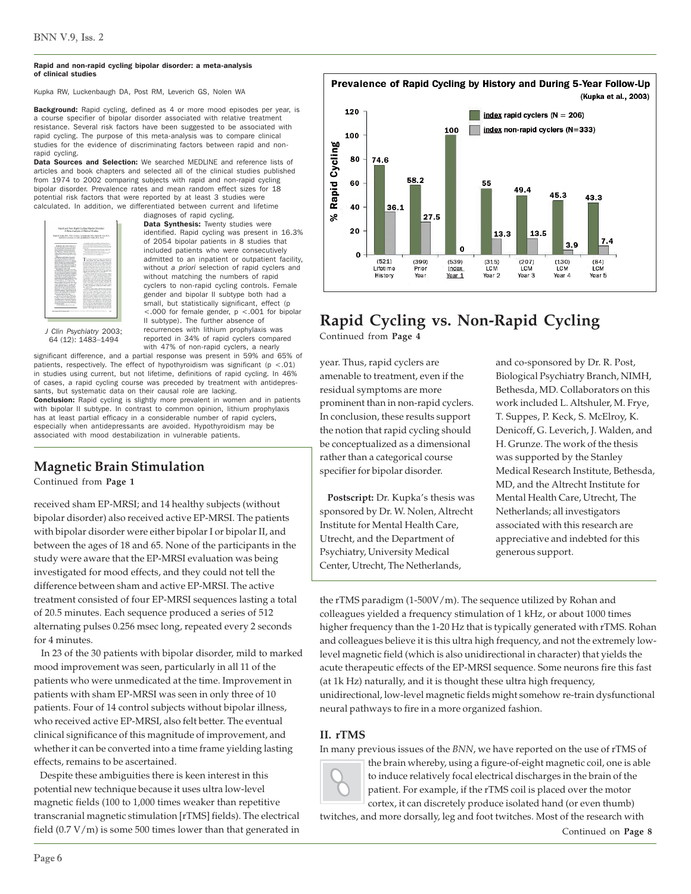### Rapid and non-rapid cycling bipolar disorder: a meta-analysis of clinical studies

Kupka RW, Luckenbaugh DA, Post RM, Leverich GS, Nolen WA

**Background:** Rapid cycling, defined as 4 or more mood episodes per year, is a course specifier of bipolar disorder associated with relative treatment resistance. Several risk factors have been suggested to be associated with rapid cycling. The purpose of this meta-analysis was to compare clinical studies for the evidence of discriminating factors between rapid and non-rapid cycling.

**Data Sources and Selection:** We searched MEDLINE and reference lists of articles and book chapters and selected all of the clinical studies published from 1974 to 2002 comparing subjects with rapid and non-rapid cycling bipolar disorder. Prevalence rates and mean random effect sizes for 18 potential risk factors that were reported by at least 3 studies were calculated. In addition, we differentiated between current and lifetime diagnoses of rapid cycling.

*J Clin Psychiatry* 2003; 64 (12): 1483–1494

**Data Synthesis:** Twenty studies were identified. Rapid cycling was present in 16.3% of 2054 bipolar patients in 8 studies that included patients who were consecutively admitted to an inpatient or outpatient facility, without *a priori* selection of rapid cyclers and without matching the numbers of rapid cyclers to non-rapid cycling controls. Female gender and bipolar II subtype both had a small, but statistically significant, effect ($p < .000$ for female gender, $p < .001$ for bipolar II subtype). The further absence of recurrences with lithium prophylaxis was reported in 34% of rapid cyclers compared with 47% of non-rapid cyclers, a nearly significant difference, and a partial response was present in 59% and 65% of patients, respectively. The effect of hypothyroidism was significant ($p < .01$) in studies using current, but not lifetime, definitions of rapid cycling. In 46% of cases, a rapid cycling course was preceded by treatment with antidepressants, but systematic data on their causal role are lacking.

**Conclusion:** Rapid cycling is slightly more prevalent in women and in patients with bipolar II subtype. In contrast to common opinion, lithium prophylaxis has at least partial efficacy in a considerable number of rapid cyclers, especially when antidepressants are avoided. Hypothyroidism may be associated with mood destabilization in vulnerable patients.

**Prevalence of Rapid Cycling by History and During 5-Year Follow-Up (Kupka et al., 2003)**

| % Rapid Cycling | (521) Lifetime History | (399) Prior Year | (539) Index Year 1 | (315) LCM Year 2 | (207) LCM Year 3 | (130) LCM Year 4 | (84) LCM Year 5 |
|---|---|---|---|---|---|---|---|
| index rapid cyclers (N = 206) | 74.6 | 58.2 | 100 | 55 | 49.4 | 45.3 | 43.3 |
| index non-rapid cyclers (N=333) | 36.1 | 27.5 | 0 | 13.3 | 13.5 | 3.9 | 7.4 |

## Rapid Cycling vs. Non-Rapid Cycling

Continued from **Page 4**

year. Thus, rapid cyclers are amenable to treatment, even if the residual symptoms are more prominent than in non-rapid cyclers. In conclusion, these results support the notion that rapid cycling should be conceptualized as a dimensional rather than a categorical course specifier for bipolar disorder.

**Postscript:** Dr. Kupka's thesis was sponsored by Dr. W. Nolen, Altrecht Institute for Mental Health Care, Utrecht, and the Department of Psychiatry, University Medical Center, Utrecht, The Netherlands, and co-sponsored by Dr. R. Post, Biological Psychiatry Branch, NIMH, Bethesda, MD. Collaborators on this work included L. Altshuler, M. Frye, T. Suppes, P. Keck, S. McElroy, K. Denicoff, G. Leverich, J. Walden, and H. Grunze. The work of the thesis was supported by the Stanley Medical Research Institute, Bethesda, MD, and the Altrecht Institute for Mental Health Care, Utrecht, The Netherlands; all investigators associated with this research are appreciative and indebted for this generous support.

## Magnetic Brain Stimulation

Continued from **Page 1**

received sham EP-MRSI; and 14 healthy subjects (without bipolar disorder) also received active EP-MRSI. The patients with bipolar disorder were either bipolar I or bipolar II, and between the ages of 18 and 65. None of the participants in the study were aware that the EP-MRSI evaluation was being investigated for mood effects, and they could not tell the difference between sham and active EP-MRSI. The active treatment consisted of four EP-MRSI sequences lasting a total of 20.5 minutes. Each sequence produced a series of 512 alternating pulses 0.256 msec long, repeated every 2 seconds for 4 minutes.

In 23 of the 30 patients with bipolar disorder, mild to marked mood improvement was seen, particularly in all 11 of the patients who were unmedicated at the time. Improvement in patients with sham EP-MRSI was seen in only three of 10 patients. Four of 14 control subjects without bipolar illness, who received active EP-MRSI, also felt better. The eventual clinical significance of this magnitude of improvement, and whether it can be converted into a time frame yielding lasting effects, remains to be ascertained.

Despite these ambiguities there is keen interest in this potential new technique because it uses ultra low-level magnetic fields (100 to 1,000 times weaker than repetitive transcranial magnetic stimulation [rTMS] fields). The electrical field (0.7 V/m) is some 500 times lower than that generated in the rTMS paradigm (1-500V/m). The sequence utilized by Rohan and colleagues yielded a frequency stimulation of 1 kHz, or about 1000 times higher frequency than the 1-20 Hz that is typically generated with rTMS. Rohan and colleagues believe it is this ultra high frequency, and not the extremely low-level magnetic field (which is also unidirectional in character) that yields the acute therapeutic effects of the EP-MRSI sequence. Some neurons fire this fast (at 1k Hz) naturally, and it is thought these ultra high frequency, unidirectional, low-level magnetic fields might somehow re-train dysfunctional neural pathways to fire in a more organized fashion.

### II. rTMS

In many previous issues of the *BNN*, we have reported on the use of rTMS of the brain whereby, using a figure-of-eight magnetic coil, one is able to induce relatively focal electrical discharges in the brain of the patient. For example, if the rTMS coil is placed over the motor cortex, it can discretely produce isolated hand (or even thumb) twitches, and more dorsally, leg and foot twitches. Most of the research with

Continued on **Page 8**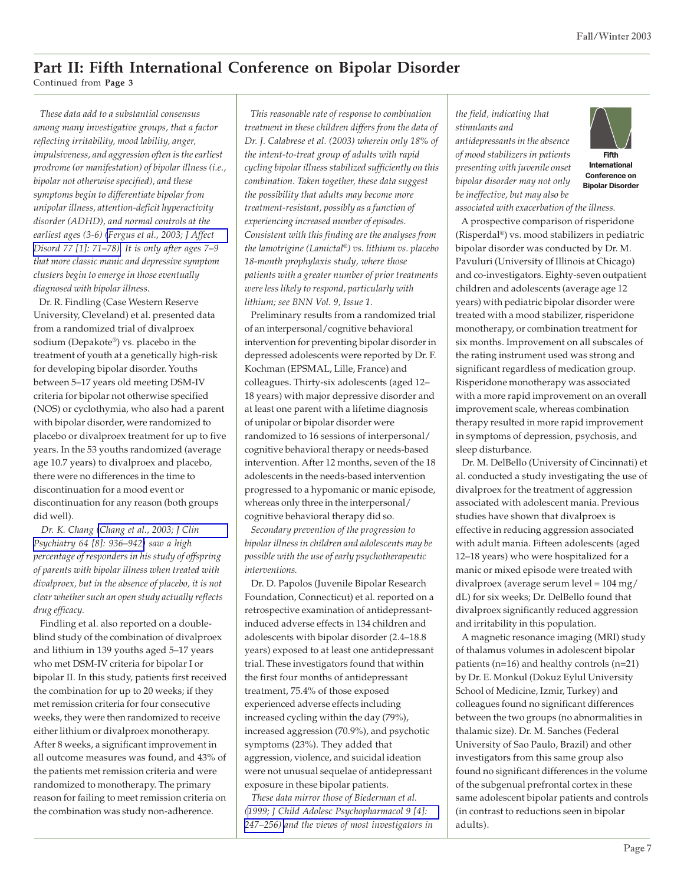## Part II: Fifth International Conference on Bipolar Disorder

Continued from **Page 3**

*These data add to a substantial consensus among many investigative groups, that a factor reflecting irritability, mood lability, anger, impulsiveness, and aggression often is the earliest prodrome (or manifestation) of bipolar illness (i.e., bipolar not otherwise specified), and these symptoms begin to differentiate bipolar from unipolar illness, attention-deficit hyperactivity disorder (ADHD), and normal controls at the earliest ages (3-6) (Fergus et al., 2003; J Affect Disord 77 [1]: 71–78). It is only after ages 7–9 that more classic manic and depressive symptom clusters begin to emerge in those eventually diagnosed with bipolar illness.*

Dr. R. Findling (Case Western Reserve University, Cleveland) et al. presented data from a randomized trial of divalproex sodium (Depakote®) vs. placebo in the treatment of youth at a genetically high-risk for developing bipolar disorder. Youths between 5–17 years old meeting DSM-IV criteria for bipolar not otherwise specified (NOS) or cyclothymia, who also had a parent with bipolar disorder, were randomized to placebo or divalproex treatment for up to five years. In the 53 youths randomized (average age 10.7 years) to divalproex and placebo, there were no differences in the time to discontinuation for a mood event or discontinuation for any reason (both groups did well).

*Dr. K. Chang (Chang et al., 2003; J Clin Psychiatry 64 [8]: 936–942) saw a high percentage of responders in his study of offspring of parents with bipolar illness when treated with divalproex, but in the absence of placebo, it is not clear whether such an open study actually reflects drug efficacy.*

Findling et al. also reported on a double-blind study of the combination of divalproex and lithium in 139 youths aged 5–17 years who met DSM-IV criteria for bipolar I or bipolar II. In this study, patients first received the combination for up to 20 weeks; if they met remission criteria for four consecutive weeks, they were then randomized to receive either lithium or divalproex monotherapy. After 8 weeks, a significant improvement in all outcome measures was found, and 43% of the patients met remission criteria and were randomized to monotherapy. The primary reason for failing to meet remission criteria on the combination was study non-adherence.

*This reasonable rate of response to combination treatment in these children differs from the data of Dr. J. Calabrese et al. (2003) wherein only 18% of the intent-to-treat group of adults with rapid cycling bipolar illness stabilized sufficiently on this combination. Taken together, these data suggest the possibility that adults may become more treatment-resistant, possibly as a function of experiencing increased number of episodes. Consistent with this finding are the analyses from the lamotrigine (Lamictal®) vs. lithium vs. placebo 18-month prophylaxis study, where those patients with a greater number of prior treatments were less likely to respond, particularly with lithium; see BNN Vol. 9, Issue 1.*

Preliminary results from a randomized trial of an interpersonal/cognitive behavioral intervention for preventing bipolar disorder in depressed adolescents were reported by Dr. F. Kochman (EPSMAL, Lille, France) and colleagues. Thirty-six adolescents (aged 12–18 years) with major depressive disorder and at least one parent with a lifetime diagnosis of unipolar or bipolar disorder were randomized to 16 sessions of interpersonal/cognitive behavioral therapy or needs-based intervention. After 12 months, seven of the 18 adolescents in the needs-based intervention progressed to a hypomanic or manic episode, whereas only three in the interpersonal/cognitive behavioral therapy did so.

*Secondary prevention of the progression to bipolar illness in children and adolescents may be possible with the use of early psychotherapeutic interventions.*

Dr. D. Papolos (Juvenile Bipolar Research Foundation, Connecticut) et al. reported on a retrospective examination of antidepressant-induced adverse effects in 134 children and adolescents with bipolar disorder (2.4–18.8 years) exposed to at least one antidepressant trial. These investigators found that within the first four months of antidepressant treatment, 75.4% of those exposed experienced adverse effects including increased cycling within the day (79%), increased aggression (70.9%), and psychotic symptoms (23%). They added that aggression, violence, and suicidal ideation were not unusual sequelae of antidepressant exposure in these bipolar patients.

*These data mirror those of Biederman et al. (1999; J Child Adolesc Psychopharmacol 9 [4]: 247–256) and the views of most investigators in the field, indicating that stimulants and antidepressants in the absence of mood stabilizers in patients presenting with juvenile onset bipolar disorder may not only be ineffective, but may also be associated with exacerbation of the illness.*

A prospective comparison of risperidone (Risperdal®) vs. mood stabilizers in pediatric bipolar disorder was conducted by Dr. M. Pavuluri (University of Illinois at Chicago) and co-investigators. Eighty-seven outpatient children and adolescents (average age 12 years) with pediatric bipolar disorder were treated with a mood stabilizer, risperidone monotherapy, or combination treatment for six months. Improvement on all subscales of the rating instrument used was strong and significant regardless of medication group. Risperidone monotherapy was associated with a more rapid improvement on an overall improvement scale, whereas combination therapy resulted in more rapid improvement in symptoms of depression, psychosis, and sleep disturbance.

Dr. M. DelBello (University of Cincinnati) et al. conducted a study investigating the use of divalproex for the treatment of aggression associated with adolescent mania. Previous studies have shown that divalproex is effective in reducing aggression associated with adult mania. Fifteen adolescents (aged 12–18 years) who were hospitalized for a manic or mixed episode were treated with divalproex (average serum level = 104 mg/dL) for six weeks; Dr. DelBello found that divalproex significantly reduced aggression and irritability in this population.

A magnetic resonance imaging (MRI) study of thalamus volumes in adolescent bipolar patients (n=16) and healthy controls (n=21) by Dr. E. Monkul (Dokuz Eylul University School of Medicine, Izmir, Turkey) and colleagues found no significant differences between the two groups (no abnormalities in thalamic size). Dr. M. Sanches (Federal University of Sao Paulo, Brazil) and other investigators from this same group also found no significant differences in the volume of the subgenual prefrontal cortex in these same adolescent bipolar patients and controls (in contrast to reductions seen in bipolar adults).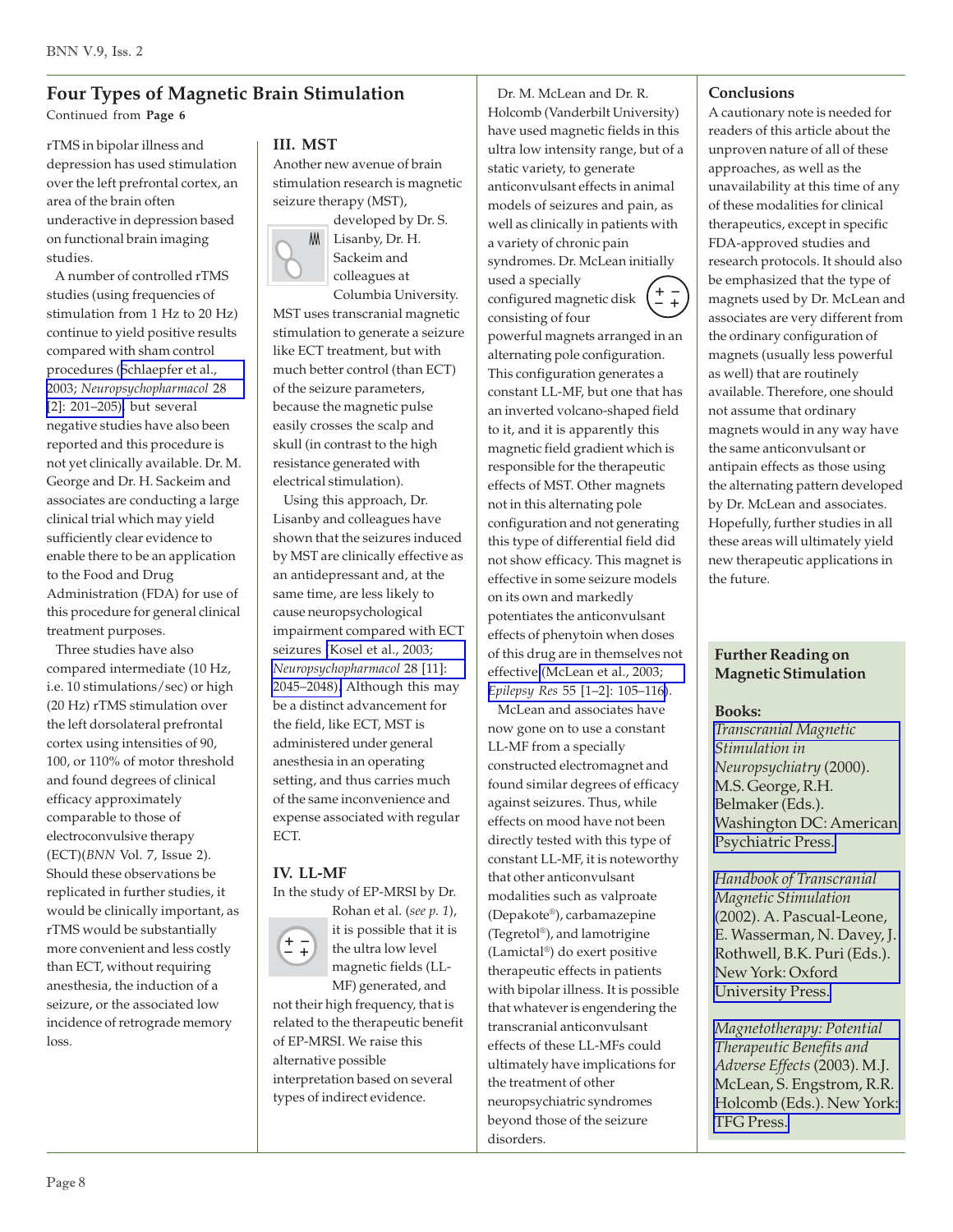## Four Types of Magnetic Brain Stimulation

Continued from **Page 6**

rTMS in bipolar illness and depression has used stimulation over the left prefrontal cortex, an area of the brain often underactive in depression based on functional brain imaging studies.

A number of controlled rTMS studies (using frequencies of stimulation from 1 Hz to 20 Hz) continue to yield positive results compared with sham control procedures (Schlaepfer et al., 2003; *Neuropsychopharmacol* 28 [2]: 201–205), but several negative studies have also been reported and this procedure is not yet clinically available. Dr. M. George and Dr. H. Sackeim and associates are conducting a large clinical trial which may yield sufficiently clear evidence to enable there to be an application to the Food and Drug Administration (FDA) for use of this procedure for general clinical treatment purposes.

Three studies have also compared intermediate (10 Hz, i.e. 10 stimulations/sec) or high (20 Hz) rTMS stimulation over the left dorsolateral prefrontal cortex using intensities of 90, 100, or 110% of motor threshold and found degrees of clinical efficacy approximately comparable to those of electroconvulsive therapy (ECT)(*BNN* Vol. 7, Issue 2). Should these observations be replicated in further studies, it would be clinically important, as rTMS would be substantially more convenient and less costly than ECT, without requiring anesthesia, the induction of a seizure, or the associated low incidence of retrograde memory loss.

### III. MST

Another new avenue of brain stimulation research is magnetic seizure therapy (MST), developed by Dr. S. Lisanby, Dr. H. Sackeim and colleagues at Columbia University. MST uses transcranial magnetic stimulation to generate a seizure like ECT treatment, but with much better control (than ECT) of the seizure parameters, because the magnetic pulse easily crosses the scalp and skull (in contrast to the high resistance generated with electrical stimulation).

Using this approach, Dr. Lisanby and colleagues have shown that the seizures induced by MST are clinically effective as an antidepressant and, at the same time, are less likely to cause neuropsychological impairment compared with ECT seizures (Kosel et al., 2003; *Neuropsychopharmacol* 28 [11]: 2045–2048). Although this may be a distinct advancement for the field, like ECT, MST is administered under general anesthesia in an operating setting, and thus carries much of the same inconvenience and expense associated with regular ECT.

### IV. LL-MF

In the study of EP-MRSI by Dr. Rohan et al. (*see p. 1*), it is possible that it is the ultra low level magnetic fields (LL-MF) generated, and not their high frequency, that is related to the therapeutic benefit of EP-MRSI. We raise this alternative possible interpretation based on several types of indirect evidence.

Dr. M. McLean and Dr. R. Holcomb (Vanderbilt University) have used magnetic fields in this ultra low intensity range, but of a static variety, to generate anticonvulsant effects in animal models of seizures and pain, as well as clinically in patients with a variety of chronic pain syndromes. Dr. McLean initially used a specially configured magnetic disk consisting of four powerful magnets arranged in an alternating pole configuration. This configuration generates a constant LL-MF, but one that has an inverted volcano-shaped field to it, and it is apparently this magnetic field gradient which is responsible for the therapeutic effects of MST. Other magnets not in this alternating pole configuration and not generating this type of differential field did not show efficacy. This magnet is effective in some seizure models on its own and markedly potentiates the anticonvulsant effects of phenytoin when doses of this drug are in themselves not effective (McLean et al., 2003; *Epilepsy Res* 55 [1–2]: 105–116).

McLean and associates have now gone on to use a constant LL-MF from a specially constructed electromagnet and found similar degrees of efficacy against seizures. Thus, while effects on mood have not been directly tested with this type of constant LL-MF, it is noteworthy that other anticonvulsant modalities such as valproate (Depakote®), carbamazepine (Tegretol®), and lamotrigine (Lamictal®) do exert positive therapeutic effects in patients with bipolar illness. It is possible that whatever is engendering the transcranial anticonvulsant effects of these LL-MFs could ultimately have implications for the treatment of other neuropsychiatric syndromes beyond those of the seizure disorders.

### Conclusions

A cautionary note is needed for readers of this article about the unproven nature of all of these approaches, as well as the unavailability at this time of any of these modalities for clinical therapeutics, except in specific FDA-approved studies and research protocols. It should also be emphasized that the type of magnets used by Dr. McLean and associates are very different from the ordinary configuration of magnets (usually less powerful as well) that are routinely available. Therefore, one should not assume that ordinary magnets would in any way have the same anticonvulsant or antipain effects as those using the alternating pattern developed by Dr. McLean and associates. Hopefully, further studies in all these areas will ultimately yield new therapeutic applications in the future.

### Further Reading on Magnetic Stimulation

**Books:**

*Transcranial Magnetic Stimulation in Neuropsychiatry* (2000). M.S. George, R.H. Belmaker (Eds.). Washington DC: American Psychiatric Press.

*Handbook of Transcranial Magnetic Stimulation* (2002). A. Pascual-Leone, E. Wasserman, N. Davey, J. Rothwell, B.K. Puri (Eds.). New York: Oxford University Press.

*Magnetotherapy: Potential Therapeutic Benefits and Adverse Effects* (2003). M.J. McLean, S. Engstrom, R.R. Holcomb (Eds.). New York: TFG Press.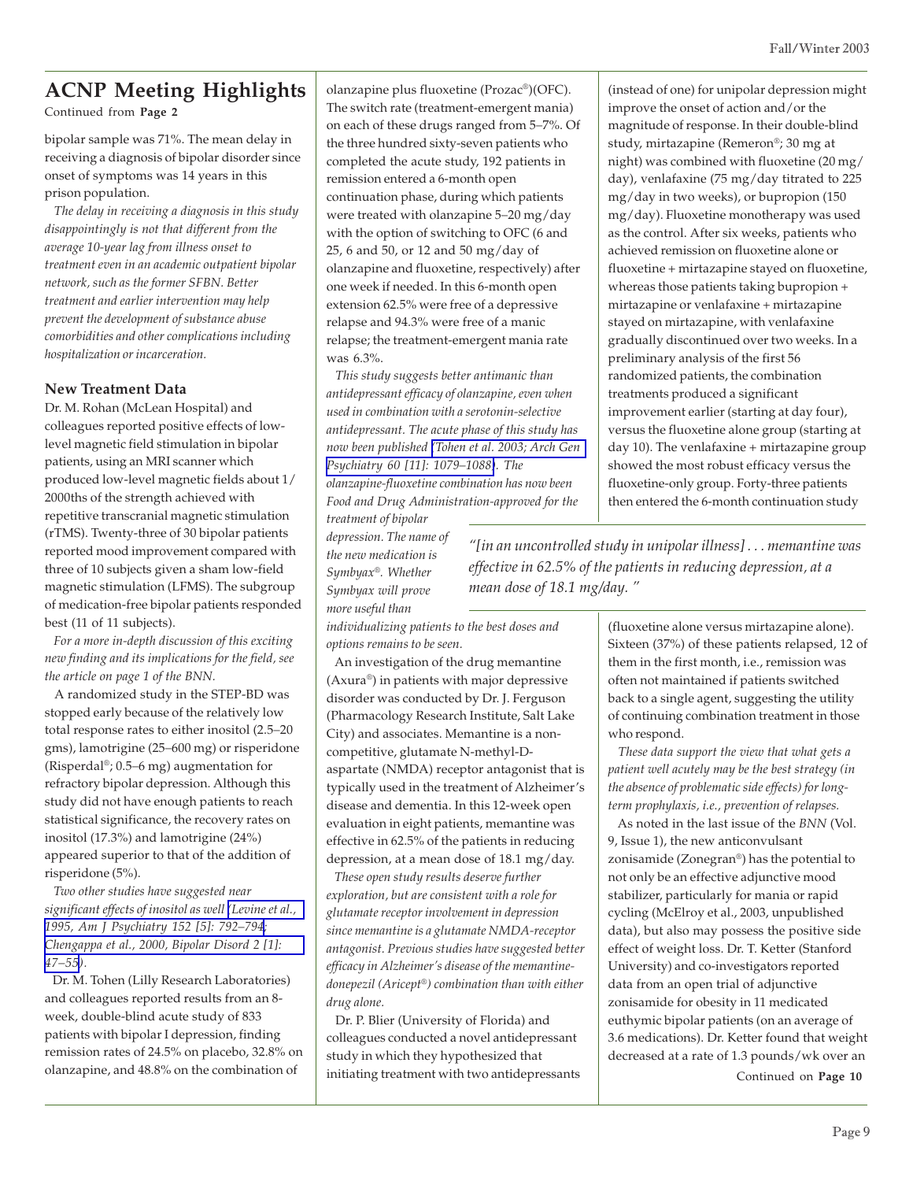## ACNP Meeting Highlights

Continued from **Page 2**

bipolar sample was 71%. The mean delay in receiving a diagnosis of bipolar disorder since onset of symptoms was 14 years in this prison population.

*The delay in receiving a diagnosis in this study disappointingly is not that different from the average 10-year lag from illness onset to treatment even in an academic outpatient bipolar network, such as the former SFBN. Better treatment and earlier intervention may help prevent the development of substance abuse comorbidities and other complications including hospitalization or incarceration.*

### New Treatment Data

Dr. M. Rohan (McLean Hospital) and colleagues reported positive effects of low-level magnetic field stimulation in bipolar patients, using an MRI scanner which produced low-level magnetic fields about 1/2000ths of the strength achieved with repetitive transcranial magnetic stimulation (rTMS). Twenty-three of 30 bipolar patients reported mood improvement compared with three of 10 subjects given a sham low-field magnetic stimulation (LFMS). The subgroup of medication-free bipolar patients responded best (11 of 11 subjects).

*For a more in-depth discussion of this exciting new finding and its implications for the field, see the article on page 1 of the BNN.*

A randomized study in the STEP-BD was stopped early because of the relatively low total response rates to either inositol (2.5–20 gms), lamotrigine (25–600 mg) or risperidone (Risperdal®; 0.5–6 mg) augmentation for refractory bipolar depression. Although this study did not have enough patients to reach statistical significance, the recovery rates on inositol (17.3%) and lamotrigine (24%) appeared superior to that of the addition of risperidone (5%).

*Two other studies have suggested near significant effects of inositol as well (Levine et al., 1995, Am J Psychiatry 152 [5]: 792–794; Chengappa et al., 2000, Bipolar Disord 2 [1]: 47–55).*

Dr. M. Tohen (Lilly Research Laboratories) and colleagues reported results from an 8-week, double-blind acute study of 833 patients with bipolar I depression, finding remission rates of 24.5% on placebo, 32.8% on olanzapine, and 48.8% on the combination of olanzapine plus fluoxetine (Prozac®)(OFC). The switch rate (treatment-emergent mania) on each of these drugs ranged from 5–7%. Of the three hundred sixty-seven patients who completed the acute study, 192 patients in remission entered a 6-month open continuation phase, during which patients were treated with olanzapine 5–20 mg/day with the option of switching to OFC (6 and 25, 6 and 50, or 12 and 50 mg/day of olanzapine and fluoxetine, respectively) after one week if needed. In this 6-month open extension 62.5% were free of a depressive relapse and 94.3% were free of a manic relapse; the treatment-emergent mania rate was 6.3%.

*This study suggests better antimanic than antidepressant efficacy of olanzapine, even when used in combination with a serotonin-selective antidepressant. The acute phase of this study has now been published (Tohen et al. 2003; Arch Gen Psychiatry 60 [11]: 1079–1088). The olanzapine-fluoxetine combination has now been Food and Drug Administration-approved for the treatment of bipolar depression. The name of the new medication is Symbyax®. Whether Symbyax will prove more useful than individualizing patients to the best doses and options remains to be seen.*

An investigation of the drug memantine (Axura®) in patients with major depressive disorder was conducted by Dr. J. Ferguson (Pharmacology Research Institute, Salt Lake City) and associates. Memantine is a non-competitive, glutamate N-methyl-D-aspartate (NMDA) receptor antagonist that is typically used in the treatment of Alzheimer's disease and dementia. In this 12-week open evaluation in eight patients, memantine was effective in 62.5% of the patients in reducing depression, at a mean dose of 18.1 mg/day.

*These open study results deserve further exploration, but are consistent with a role for glutamate receptor involvement in depression since memantine is a glutamate NMDA-receptor antagonist. Previous studies have suggested better efficacy in Alzheimer's disease of the memantine-donepezil (Aricept®) combination than with either drug alone.*

Dr. P. Blier (University of Florida) and colleagues conducted a novel antidepressant study in which they hypothesized that initiating treatment with two antidepressants (instead of one) for unipolar depression might improve the onset of action and/or the magnitude of response. In their double-blind study, mirtazapine (Remeron®; 30 mg at night) was combined with fluoxetine (20 mg/day), venlafaxine (75 mg/day titrated to 225 mg/day in two weeks), or bupropion (150 mg/day). Fluoxetine monotherapy was used as the control. After six weeks, patients who achieved remission on fluoxetine alone or fluoxetine + mirtazapine stayed on fluoxetine, whereas those patients taking bupropion + mirtazapine or venlafaxine + mirtazapine stayed on mirtazapine, with venlafaxine gradually discontinued over two weeks. In a preliminary analysis of the first 56 randomized patients, the combination treatments produced a significant improvement earlier (starting at day four), versus the fluoxetine alone group (starting at day 10). The venlafaxine + mirtazapine group showed the most robust efficacy versus the fluoxetine-only group. Forty-three patients then entered the 6-month continuation study (fluoxetine alone versus mirtazapine alone). Sixteen (37%) of these patients relapsed, 12 of them in the first month, i.e., remission was often not maintained if patients switched back to a single agent, suggesting the utility of continuing combination treatment in those who respond.

> *"[in an uncontrolled study in unipolar illness] . . . memantine was effective in 62.5% of the patients in reducing depression, at a mean dose of 18.1 mg/day. "*

*These data support the view that what gets a patient well acutely may be the best strategy (in the absence of problematic side effects) for long-term prophylaxis, i.e., prevention of relapses.*

As noted in the last issue of the *BNN* (Vol. 9, Issue 1), the new anticonvulsant zonisamide (Zonegran®) has the potential to not only be an effective adjunctive mood stabilizer, particularly for mania or rapid cycling (McElroy et al., 2003, unpublished data), but also may possess the positive side effect of weight loss. Dr. T. Ketter (Stanford University) and co-investigators reported data from an open trial of adjunctive zonisamide for obesity in 11 medicated euthymic bipolar patients (on an average of 3.6 medications). Dr. Ketter found that weight decreased at a rate of 1.3 pounds/wk over an

Continued on **Page 10**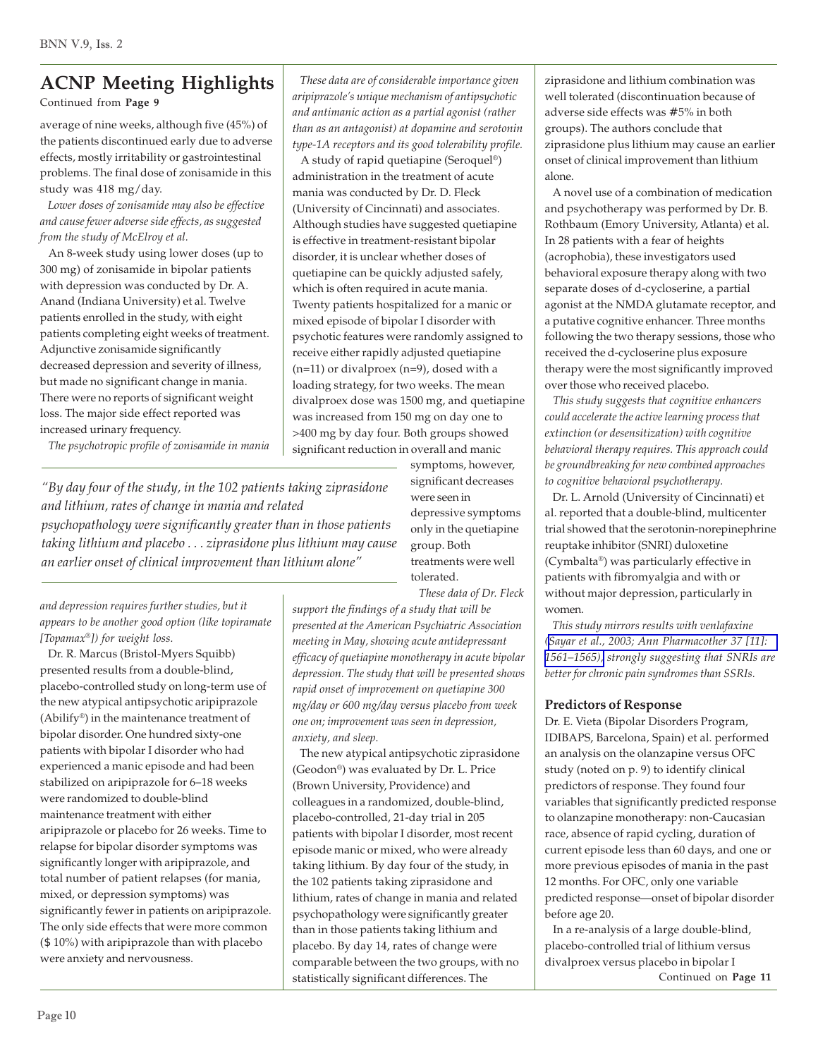## ACNP Meeting Highlights

Continued from **Page 9**

average of nine weeks, although five (45%) of the patients discontinued early due to adverse effects, mostly irritability or gastrointestinal problems. The final dose of zonisamide in this study was 418 mg/day.

*Lower doses of zonisamide may also be effective and cause fewer adverse side effects, as suggested from the study of McElroy et al.*

An 8-week study using lower doses (up to 300 mg) of zonisamide in bipolar patients with depression was conducted by Dr. A. Anand (Indiana University) et al. Twelve patients enrolled in the study, with eight patients completing eight weeks of treatment. Adjunctive zonisamide significantly decreased depression and severity of illness, but made no significant change in mania. There were no reports of significant weight loss. The major side effect reported was increased urinary frequency.

*The psychotropic profile of zonisamide in mania and depression requires further studies, but it appears to be another good option (like topiramate [Topamax®]) for weight loss.*

Dr. R. Marcus (Bristol-Myers Squibb) presented results from a double-blind, placebo-controlled study on long-term use of the new atypical antipsychotic aripiprazole (Abilify®) in the maintenance treatment of bipolar disorder. One hundred sixty-one patients with bipolar I disorder who had experienced a manic episode and had been stabilized on aripiprazole for 6–18 weeks were randomized to double-blind maintenance treatment with either aripiprazole or placebo for 26 weeks. Time to relapse for bipolar disorder symptoms was significantly longer with aripiprazole, and total number of patient relapses (for mania, mixed, or depression symptoms) was significantly fewer in patients on aripiprazole. The only side effects that were more common ($ 10%) with aripiprazole than with placebo were anxiety and nervousness.

*These data are of considerable importance given aripiprazole's unique mechanism of antipsychotic and antimanic action as a partial agonist (rather than as an antagonist) at dopamine and serotonin type-1A receptors and its good tolerability profile.*

A study of rapid quetiapine (Seroquel®) administration in the treatment of acute mania was conducted by Dr. D. Fleck (University of Cincinnati) and associates. Although studies have suggested quetiapine is effective in treatment-resistant bipolar disorder, it is unclear whether doses of quetiapine can be quickly adjusted safely, which is often required in acute mania. Twenty patients hospitalized for a manic or mixed episode of bipolar I disorder with psychotic features were randomly assigned to receive either rapidly adjusted quetiapine (n=11) or divalproex (n=9), dosed with a loading strategy, for two weeks. The mean divalproex dose was 1500 mg, and quetiapine was increased from 150 mg on day one to >400 mg by day four. Both groups showed significant reduction in overall and manic symptoms, however, significant decreases were seen in depressive symptoms only in the quetiapine group. Both treatments were well tolerated.

> *"By day four of the study, in the 102 patients taking ziprasidone and lithium, rates of change in mania and related psychopathology were significantly greater than in those patients taking lithium and placebo . . . ziprasidone plus lithium may cause an earlier onset of clinical improvement than lithium alone"*

*These data of Dr. Fleck support the findings of a study that will be presented at the American Psychiatric Association meeting in May, showing acute antidepressant efficacy of quetiapine monotherapy in acute bipolar depression. The study that will be presented shows rapid onset of improvement on quetiapine 300 mg/day or 600 mg/day versus placebo from week one on; improvement was seen in depression, anxiety, and sleep.*

The new atypical antipsychotic ziprasidone (Geodon®) was evaluated by Dr. L. Price (Brown University, Providence) and colleagues in a randomized, double-blind, placebo-controlled, 21-day trial in 205 patients with bipolar I disorder, most recent episode manic or mixed, who were already taking lithium. By day four of the study, in the 102 patients taking ziprasidone and lithium, rates of change in mania and related psychopathology were significantly greater than in those patients taking lithium and placebo. By day 14, rates of change were comparable between the two groups, with no statistically significant differences. The ziprasidone and lithium combination was well tolerated (discontinuation because of adverse side effects was #5% in both groups). The authors conclude that ziprasidone plus lithium may cause an earlier onset of clinical improvement than lithium alone.

A novel use of a combination of medication and psychotherapy was performed by Dr. B. Rothbaum (Emory University, Atlanta) et al. In 28 patients with a fear of heights (acrophobia), these investigators used behavioral exposure therapy along with two separate doses of d-cycloserine, a partial agonist at the NMDA glutamate receptor, and a putative cognitive enhancer. Three months following the two therapy sessions, those who received the d-cycloserine plus exposure therapy were the most significantly improved over those who received placebo.

*This study suggests that cognitive enhancers could accelerate the active learning process that extinction (or desensitization) with cognitive behavioral therapy requires. This approach could be groundbreaking for new combined approaches to cognitive behavioral psychotherapy.*

Dr. L. Arnold (University of Cincinnati) et al. reported that a double-blind, multicenter trial showed that the serotonin-norepinephrine reuptake inhibitor (SNRI) duloxetine (Cymbalta®) was particularly effective in patients with fibromyalgia and with or without major depression, particularly in women.

*This study mirrors results with venlafaxine (Sayar et al., 2003; Ann Pharmacother 37 [11]: 1561–1565), strongly suggesting that SNRIs are better for chronic pain syndromes than SSRIs.*

### Predictors of Response

Dr. E. Vieta (Bipolar Disorders Program, IDIBAPS, Barcelona, Spain) et al. performed an analysis on the olanzapine versus OFC study (noted on p. 9) to identify clinical predictors of response. They found four variables that significantly predicted response to olanzapine monotherapy: non-Caucasian race, absence of rapid cycling, duration of current episode less than 60 days, and one or more previous episodes of mania in the past 12 months. For OFC, only one variable predicted response—onset of bipolar disorder before age 20.

In a re-analysis of a large double-blind, placebo-controlled trial of lithium versus divalproex versus placebo in bipolar I

Continued on **Page 11**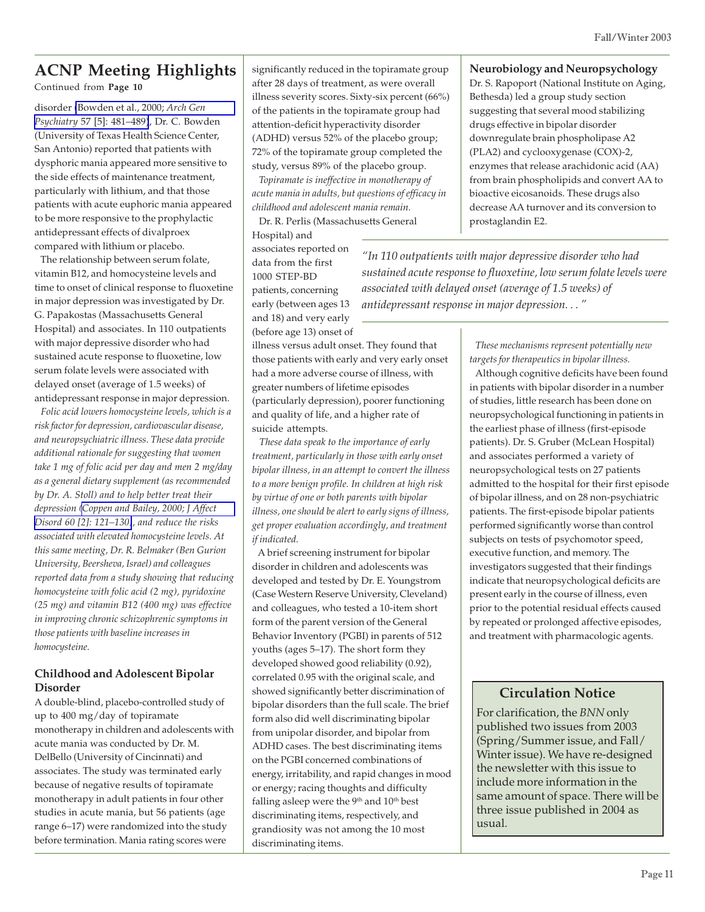## ACNP Meeting Highlights

Continued from **Page 10**

disorder [Bowden et al., 2000; *Arch Gen Psychiatry* 57 [5]: 481–489], Dr. C. Bowden (University of Texas Health Science Center, San Antonio) reported that patients with dysphoric mania appeared more sensitive to the side effects of maintenance treatment, particularly with lithium, and that those patients with acute euphoric mania appeared to be more responsive to the prophylactic antidepressant effects of divalproex compared with lithium or placebo.

The relationship between serum folate, vitamin B12, and homocysteine levels and time to onset of clinical response to fluoxetine in major depression was investigated by Dr. G. Papakostas (Massachusetts General Hospital) and associates. In 110 outpatients with major depressive disorder who had sustained acute response to fluoxetine, low serum folate levels were associated with delayed onset (average of 1.5 weeks) of antidepressant response in major depression.

*Folic acid lowers homocysteine levels, which is a risk factor for depression, cardiovascular disease, and neuropsychiatric illness. These data provide additional rationale for suggesting that women take 1 mg of folic acid per day and men 2 mg/day as a general dietary supplement (as recommended by Dr. A. Stoll) and to help better treat their depression (Coppen and Bailey, 2000; J Affect Disord 60 [2]: 121–130), and reduce the risks associated with elevated homocysteine levels. At this same meeting, Dr. R. Belmaker (Ben Gurion University, Beersheva, Israel) and colleagues reported data from a study showing that reducing homocysteine with folic acid (2 mg), pyridoxine (25 mg) and vitamin B12 (400 mg) was effective in improving chronic schizophrenic symptoms in those patients with baseline increases in homocysteine.*

### Childhood and Adolescent Bipolar Disorder

A double-blind, placebo-controlled study of up to 400 mg/day of topiramate monotherapy in children and adolescents with acute mania was conducted by Dr. M. DelBello (University of Cincinnati) and associates. The study was terminated early because of negative results of topiramate monotherapy in adult patients in four other studies in acute mania, but 56 patients (age range 6–17) were randomized into the study before termination. Mania rating scores were significantly reduced in the topiramate group after 28 days of treatment, as were overall illness severity scores. Sixty-six percent (66%) of the patients in the topiramate group had attention-deficit hyperactivity disorder (ADHD) versus 52% of the placebo group; 72% of the topiramate group completed the study, versus 89% of the placebo group.

*Topiramate is ineffective in monotherapy of acute mania in adults, but questions of efficacy in childhood and adolescent mania remain.*

Dr. R. Perlis (Massachusetts General Hospital) and associates reported on data from the first 1000 STEP-BD patients, concerning early (between ages 13 and 18) and very early (before age 13) onset of illness versus adult onset. They found that those patients with early and very early onset had a more adverse course of illness, with greater numbers of lifetime episodes (particularly depression), poorer functioning and quality of life, and a higher rate of suicide attempts.

> *"In 110 outpatients with major depressive disorder who had sustained acute response to fluoxetine, low serum folate levels were associated with delayed onset (average of 1.5 weeks) of antidepressant response in major depression. . . "*

*These data speak to the importance of early treatment, particularly in those with early onset bipolar illness, in an attempt to convert the illness to a more benign profile. In children at high risk by virtue of one or both parents with bipolar illness, one should be alert to early signs of illness, get proper evaluation accordingly, and treatment if indicated.*

A brief screening instrument for bipolar disorder in children and adolescents was developed and tested by Dr. E. Youngstrom (Case Western Reserve University, Cleveland) and colleagues, who tested a 10-item short form of the parent version of the General Behavior Inventory (PGBI) in parents of 512 youths (ages 5–17). The short form they developed showed good reliability (0.92), correlated 0.95 with the original scale, and showed significantly better discrimination of bipolar disorders than the full scale. The brief form also did well discriminating bipolar from unipolar disorder, and bipolar from ADHD cases. The best discriminating items on the PGBI concerned combinations of energy, irritability, and rapid changes in mood or energy; racing thoughts and difficulty falling asleep were the 9th and 10th best discriminating items, respectively, and grandiosity was not among the 10 most discriminating items.

### Neurobiology and Neuropsychology

Dr. S. Rapoport (National Institute on Aging, Bethesda) led a group study section suggesting that several mood stabilizing drugs effective in bipolar disorder downregulate brain phospholipase A2 (PLA2) and cyclooxygenase (COX)-2, enzymes that release arachidonic acid (AA) from brain phospholipids and convert AA to bioactive eicosanoids. These drugs also decrease AA turnover and its conversion to prostaglandin E2.

*These mechanisms represent potentially new targets for therapeutics in bipolar illness.*

Although cognitive deficits have been found in patients with bipolar disorder in a number of studies, little research has been done on neuropsychological functioning in patients in the earliest phase of illness (first-episode patients). Dr. S. Gruber (McLean Hospital) and associates performed a variety of neuropsychological tests on 27 patients admitted to the hospital for their first episode of bipolar illness, and on 28 non-psychiatric patients. The first-episode bipolar patients performed significantly worse than control subjects on tests of psychomotor speed, executive function, and memory. The investigators suggested that their findings indicate that neuropsychological deficits are present early in the course of illness, even prior to the potential residual effects caused by repeated or prolonged affective episodes, and treatment with pharmacologic agents.

### Circulation Notice

For clarification, the *BNN* only published two issues from 2003 (Spring/Summer issue, and Fall/Winter issue). We have re-designed the newsletter with this issue to include more information in the same amount of space. There will be three issue published in 2004 as usual.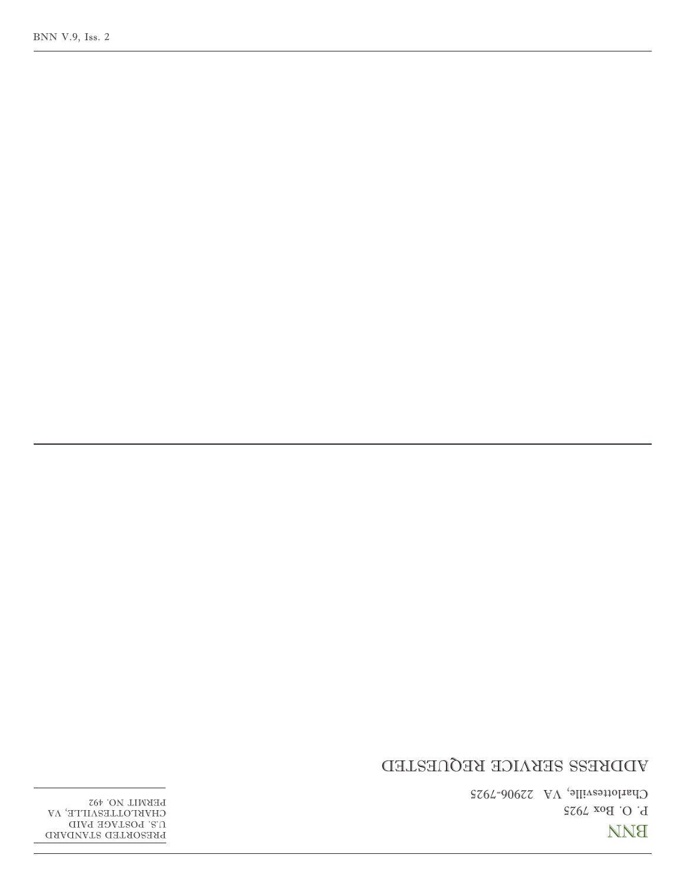ADDRESS SERVICE REQUESTED

BNN

P. O. Box 7925

Charlottesville, VA 22906-7925

PRESORTED STANDARD

U.S. POSTAGE PAID

CHARLOTTESVILLE, VA

PERMIT NO. 492